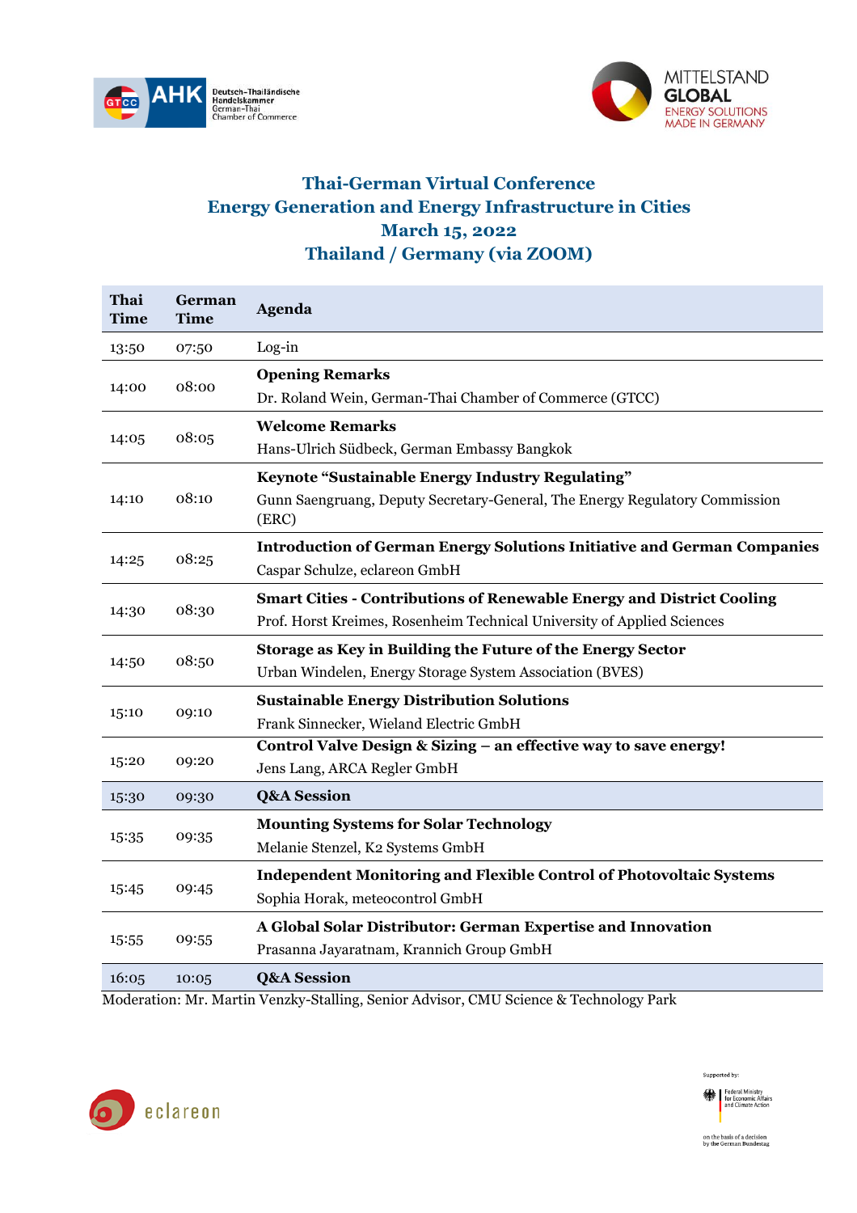# Thai-German Virtual Conference
## Energy Generation and Energy Infrastructure in Cities
## March 15, 2022
## Thailand / Germany (via ZOOM)

| Thai Time | German Time | Agenda |
|---|---|---|
| 13:50 | 07:50 | Log-in |
| 14:00 | 08:00 | **Opening Remarks**<br>Dr. Roland Wein, German-Thai Chamber of Commerce (GTCC) |
| 14:05 | 08:05 | **Welcome Remarks**<br>Hans-Ulrich Südbeck, German Embassy Bangkok |
| 14:10 | 08:10 | **Keynote "Sustainable Energy Industry Regulating"**<br>Gunn Saengruang, Deputy Secretary-General, The Energy Regulatory Commission (ERC) |
| 14:25 | 08:25 | **Introduction of German Energy Solutions Initiative and German Companies**<br>Caspar Schulze, eclareon GmbH |
| 14:30 | 08:30 | **Smart Cities - Contributions of Renewable Energy and District Cooling**<br>Prof. Horst Kreimes, Rosenheim Technical University of Applied Sciences |
| 14:50 | 08:50 | **Storage as Key in Building the Future of the Energy Sector**<br>Urban Windelen, Energy Storage System Association (BVES) |
| 15:10 | 09:10 | **Sustainable Energy Distribution Solutions**<br>Frank Sinnecker, Wieland Electric GmbH |
| 15:20 | 09:20 | **Control Valve Design & Sizing – an effective way to save energy!**<br>Jens Lang, ARCA Regler GmbH |
| 15:30 | 09:30 | **Q&A Session** |
| 15:35 | 09:35 | **Mounting Systems for Solar Technology**<br>Melanie Stenzel, K2 Systems GmbH |
| 15:45 | 09:45 | **Independent Monitoring and Flexible Control of Photovoltaic Systems**<br>Sophia Horak, meteocontrol GmbH |
| 15:55 | 09:55 | **A Global Solar Distributor: German Expertise and Innovation**<br>Prasanna Jayaratnam, Krannich Group GmbH |
| 16:05 | 10:05 | **Q&A Session** |

Moderation: Mr. Martin Venzky-Stalling, Senior Advisor, CMU Science & Technology Park

Supported by: Federal Ministry for Economic Affairs and Climate Action

on the basis of a decision by the German Bundestag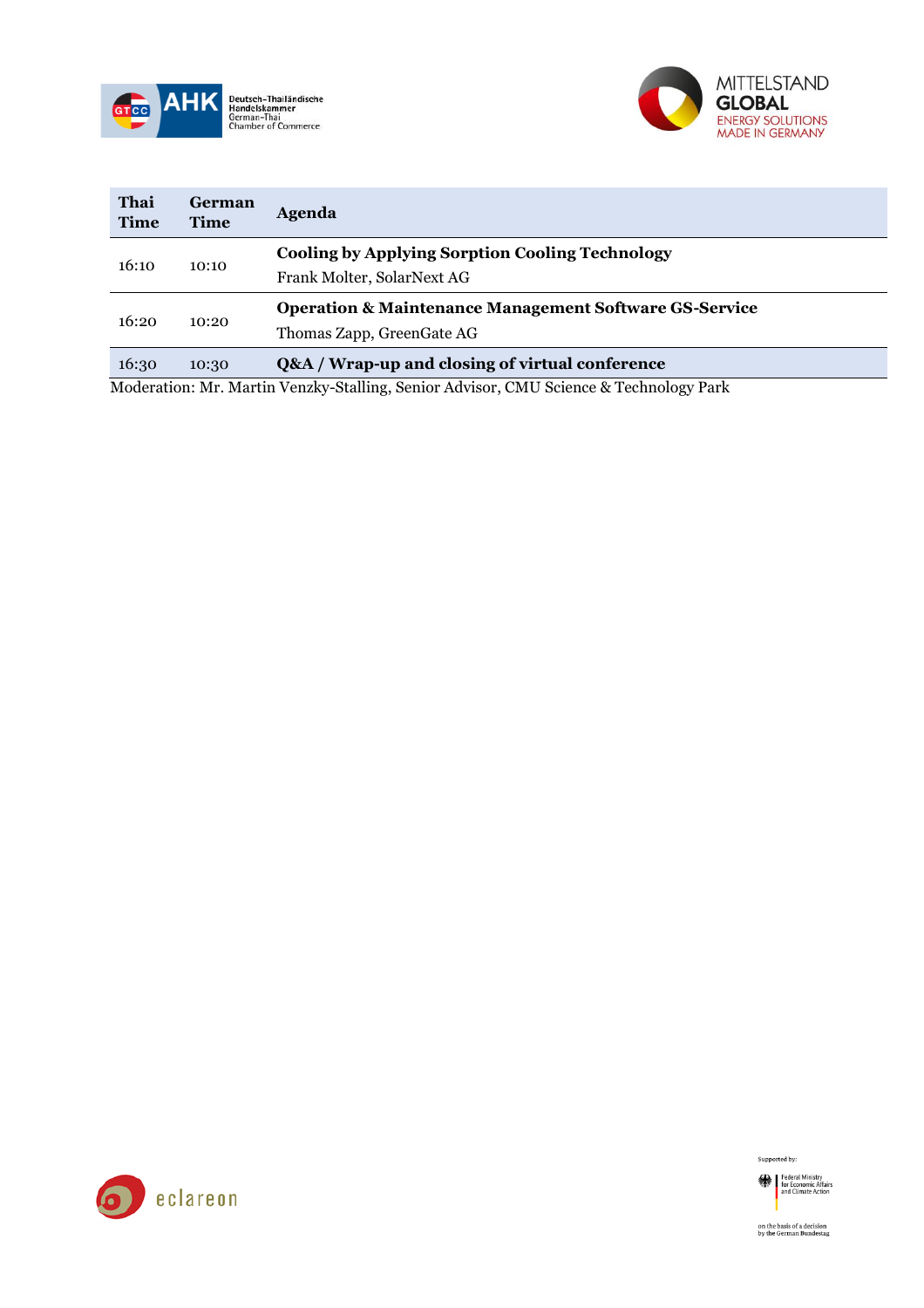| Thai Time | German Time | Agenda |
|---|---|---|
| 16:10 | 10:10 | **Cooling by Applying Sorption Cooling Technology**<br>Frank Molter, SolarNext AG |
| 16:20 | 10:20 | **Operation & Maintenance Management Software GS-Service**<br>Thomas Zapp, GreenGate AG |
| 16:30 | 10:30 | **Q&A / Wrap-up and closing of virtual conference** |

Moderation: Mr. Martin Venzky-Stalling, Senior Advisor, CMU Science & Technology Park